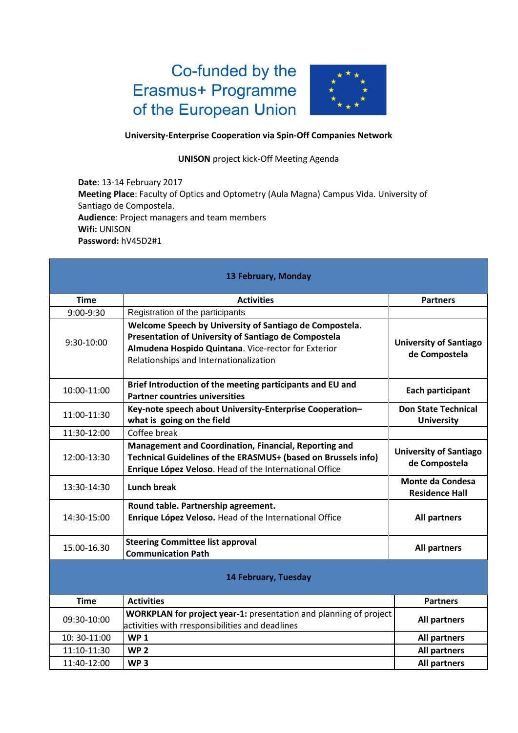Co-funded by the
Erasmus+ Programme
of the European Union

**University-Enterprise Cooperation via Spin-Off Companies Network**

**UNISON** project kick-Off Meeting Agenda

**Date**: 13-14 February 2017
**Meeting Place**: Faculty of Optics and Optometry (Aula Magna) Campus Vida. University of Santiago de Compostela.
**Audience**: Project managers and team members
**Wifi:** UNISON
**Password:** hV45D2#1

| **13 February, Monday** | | |
|---|---|---|
| **Time** | **Activities** | **Partners** |
| 9:00-9:30 | Registration of the participants | |
| 9:30-10:00 | **Welcome Speech by University of Santiago de Compostela. Presentation of University of Santiago de Compostela** **Almudena Hospido Quintana**. Vice-rector for Exterior Relationships and Internationalization | **University of Santiago de Compostela** |
| 10:00-11:00 | **Brief Introduction of the meeting participants and EU and Partner countries universities** | **Each participant** |
| 11:00-11:30 | **Key-note speech about University-Enterprise Cooperation– what is going on the field** | **Don State Technical University** |
| 11:30-12:00 | Coffee break | |
| 12:00-13:30 | **Management and Coordination, Financial, Reporting and Technical Guidelines of the ERASMUS+ (based on Brussels info)** **Enrique López Veloso**. Head of the International Office | **University of Santiago de Compostela** |
| 13:30-14:30 | **Lunch break** | **Monte da Condesa Residence Hall** |
| 14:30-15:00 | **Round table. Partnership agreement.** **Enrique López Veloso.** Head of the International Office | **All partners** |
| 15.00-16.30 | **Steering Committee list approval** **Communication Path** | **All partners** |

| **14 February, Tuesday** | | |
|---|---|---|
| **Time** | **Activities** | **Partners** |
| 09:30-10:00 | **WORKPLAN for project year-1:** presentation and planning of project activities with rresponsibilities and deadlines | **All partners** |
| 10: 30-11:00 | **WP 1** | **All partners** |
| 11:10-11:30 | **WP 2** | **All partners** |
| 11:40-12:00 | **WP 3** | **All partners** |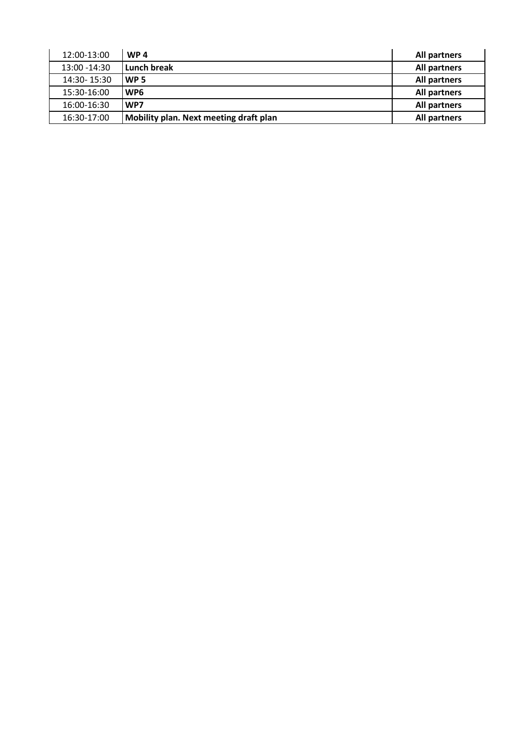| | | |
|---|---|---|
| 12:00-13:00 | **WP 4** | **All partners** |
| 13:00 -14:30 | **Lunch break** | **All partners** |
| 14:30- 15:30 | **WP 5** | **All partners** |
| 15:30-16:00 | **WP6** | **All partners** |
| 16:00-16:30 | **WP7** | **All partners** |
| 16:30-17:00 | **Mobility plan. Next meeting draft plan** | **All partners** |